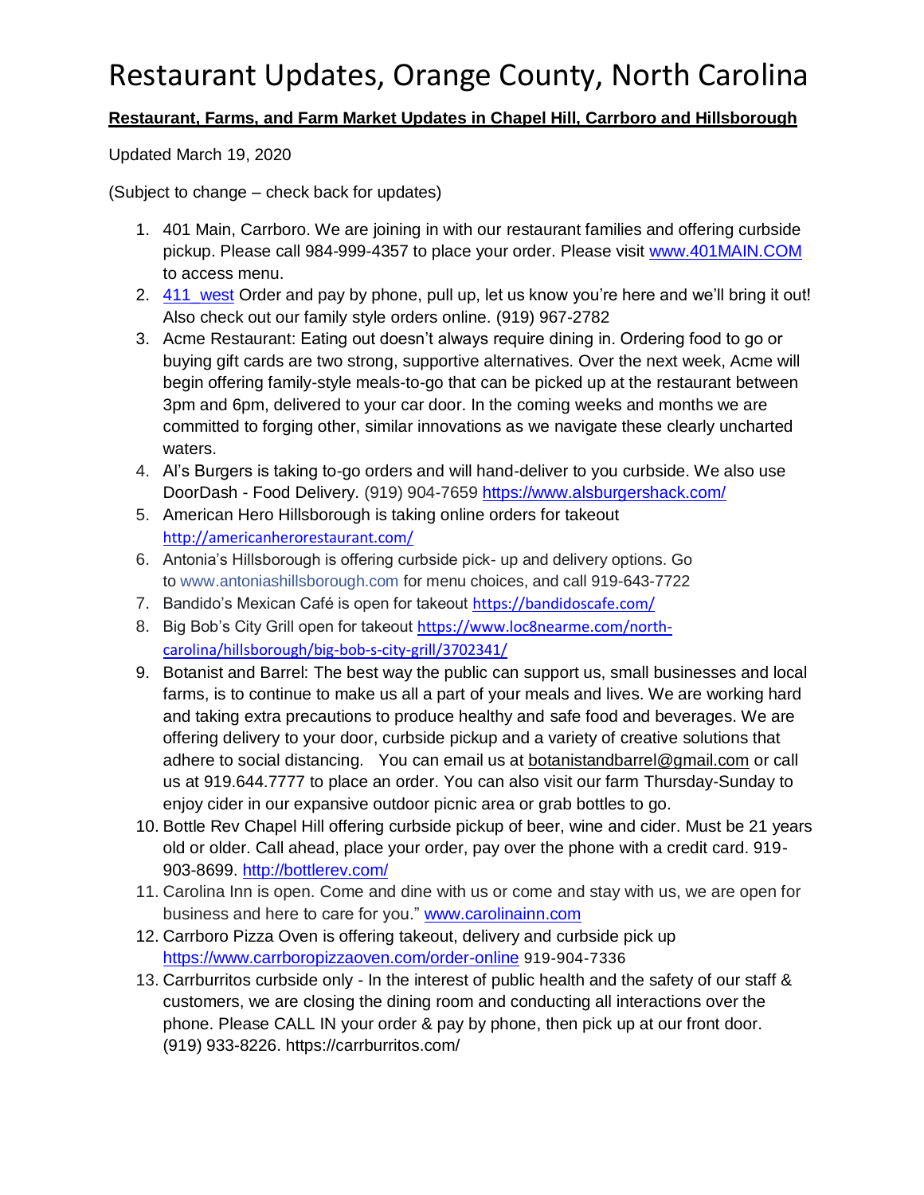# Restaurant Updates, Orange County, North Carolina

**Restaurant, Farms, and Farm Market Updates in Chapel Hill, Carrboro and Hillsborough**

Updated March 19, 2020

(Subject to change – check back for updates)

1. 401 Main, Carrboro. We are joining in with our restaurant families and offering curbside pickup. Please call 984-999-4357 to place your order. Please visit www.401MAIN.COM to access menu.
2. 411_west Order and pay by phone, pull up, let us know you're here and we'll bring it out! Also check out our family style orders online. (919) 967-2782
3. Acme Restaurant: Eating out doesn't always require dining in. Ordering food to go or buying gift cards are two strong, supportive alternatives. Over the next week, Acme will begin offering family-style meals-to-go that can be picked up at the restaurant between 3pm and 6pm, delivered to your car door. In the coming weeks and months we are committed to forging other, similar innovations as we navigate these clearly uncharted waters.
4. Al's Burgers is taking to-go orders and will hand-deliver to you curbside. We also use DoorDash - Food Delivery. (919) 904-7659 https://www.alsburgershack.com/
5. American Hero Hillsborough is taking online orders for takeout http://americanherorestaurant.com/
6. Antonia's Hillsborough is offering curbside pick- up and delivery options. Go to www.antoniashillsborough.com for menu choices, and call 919-643-7722
7. Bandido's Mexican Café is open for takeout https://bandidoscafe.com/
8. Big Bob's City Grill open for takeout https://www.loc8nearme.com/north-carolina/hillsborough/big-bob-s-city-grill/3702341/
9. Botanist and Barrel: The best way the public can support us, small businesses and local farms, is to continue to make us all a part of your meals and lives. We are working hard and taking extra precautions to produce healthy and safe food and beverages. We are offering delivery to your door, curbside pickup and a variety of creative solutions that adhere to social distancing. You can email us at botanistandbarrel@gmail.com or call us at 919.644.7777 to place an order. You can also visit our farm Thursday-Sunday to enjoy cider in our expansive outdoor picnic area or grab bottles to go.
10. Bottle Rev Chapel Hill offering curbside pickup of beer, wine and cider. Must be 21 years old or older. Call ahead, place your order, pay over the phone with a credit card. 919-903-8699. http://bottlerev.com/
11. Carolina Inn is open. Come and dine with us or come and stay with us, we are open for business and here to care for you." www.carolinainn.com
12. Carrboro Pizza Oven is offering takeout, delivery and curbside pick up https://www.carrboropizzaoven.com/order-online 919-904-7336
13. Carrburritos curbside only - In the interest of public health and the safety of our staff & customers, we are closing the dining room and conducting all interactions over the phone. Please CALL IN your order & pay by phone, then pick up at our front door. (919) 933-8226. https://carrburritos.com/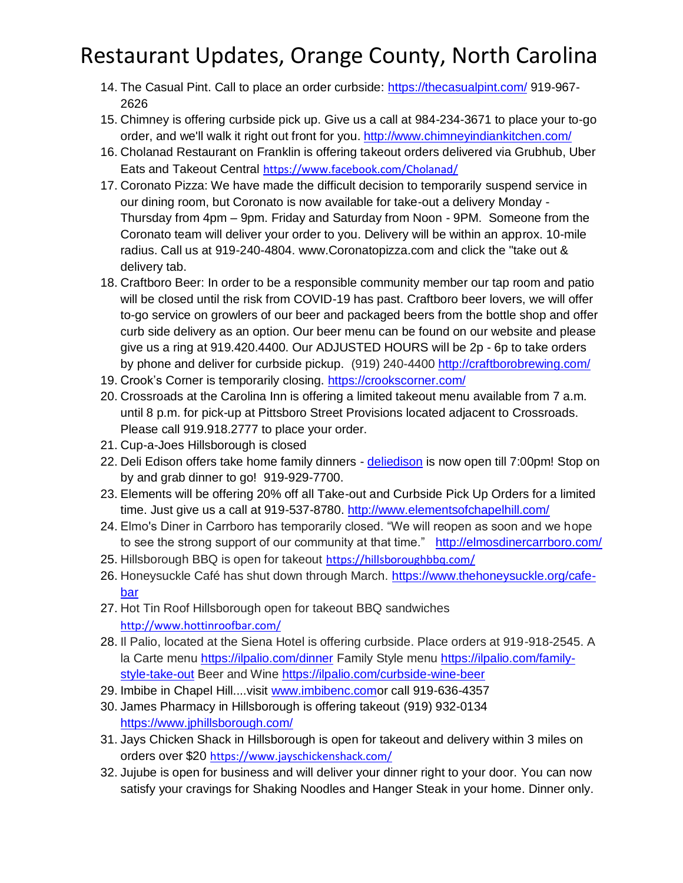# Restaurant Updates, Orange County, North Carolina

14. The Casual Pint. Call to place an order curbside: https://thecasualpint.com/ 919-967-2626
15. Chimney is offering curbside pick up. Give us a call at 984-234-3671 to place your to-go order, and we'll walk it right out front for you. http://www.chimneyindiankitchen.com/
16. Cholanad Restaurant on Franklin is offering takeout orders delivered via Grubhub, Uber Eats and Takeout Central https://www.facebook.com/Cholanad/
17. Coronato Pizza: We have made the difficult decision to temporarily suspend service in our dining room, but Coronato is now available for take-out a delivery Monday - Thursday from 4pm – 9pm. Friday and Saturday from Noon - 9PM. Someone from the Coronato team will deliver your order to you. Delivery will be within an approx. 10-mile radius. Call us at 919-240-4804. www.Coronatopizza.com and click the "take out & delivery tab.
18. Craftboro Beer: In order to be a responsible community member our tap room and patio will be closed until the risk from COVID-19 has past. Craftboro beer lovers, we will offer to-go service on growlers of our beer and packaged beers from the bottle shop and offer curb side delivery as an option. Our beer menu can be found on our website and please give us a ring at 919.420.4400. Our ADJUSTED HOURS will be 2p - 6p to take orders by phone and deliver for curbside pickup. (919) 240-4400 http://craftborobrewing.com/
19. Crook's Corner is temporarily closing. https://crookscorner.com/
20. Crossroads at the Carolina Inn is offering a limited takeout menu available from 7 a.m. until 8 p.m. for pick-up at Pittsboro Street Provisions located adjacent to Crossroads. Please call 919.918.2777 to place your order.
21. Cup-a-Joes Hillsborough is closed
22. Deli Edison offers take home family dinners - deliedison is now open till 7:00pm! Stop on by and grab dinner to go! 919-929-7700.
23. Elements will be offering 20% off all Take-out and Curbside Pick Up Orders for a limited time. Just give us a call at 919-537-8780. http://www.elementsofchapelhill.com/
24. Elmo's Diner in Carrboro has temporarily closed. "We will reopen as soon and we hope to see the strong support of our community at that time." http://elmosdinercarrboro.com/
25. Hillsborough BBQ is open for takeout https://hillsboroughbbq.com/
26. Honeysuckle Café has shut down through March. https://www.thehoneysuckle.org/cafe-bar
27. Hot Tin Roof Hillsborough open for takeout BBQ sandwiches http://www.hottinroofbar.com/
28. Il Palio, located at the Siena Hotel is offering curbside. Place orders at 919-918-2545. A la Carte menu https://ilpalio.com/dinner Family Style menu https://ilpalio.com/family-style-take-out Beer and Wine https://ilpalio.com/curbside-wine-beer
29. Imbibe in Chapel Hill....visit www.imbibenc.comor call 919-636-4357
30. James Pharmacy in Hillsborough is offering takeout (919) 932-0134 https://www.jphillsborough.com/
31. Jays Chicken Shack in Hillsborough is open for takeout and delivery within 3 miles on orders over $20 https://www.jayschickenshack.com/
32. Jujube is open for business and will deliver your dinner right to your door. You can now satisfy your cravings for Shaking Noodles and Hanger Steak in your home. Dinner only.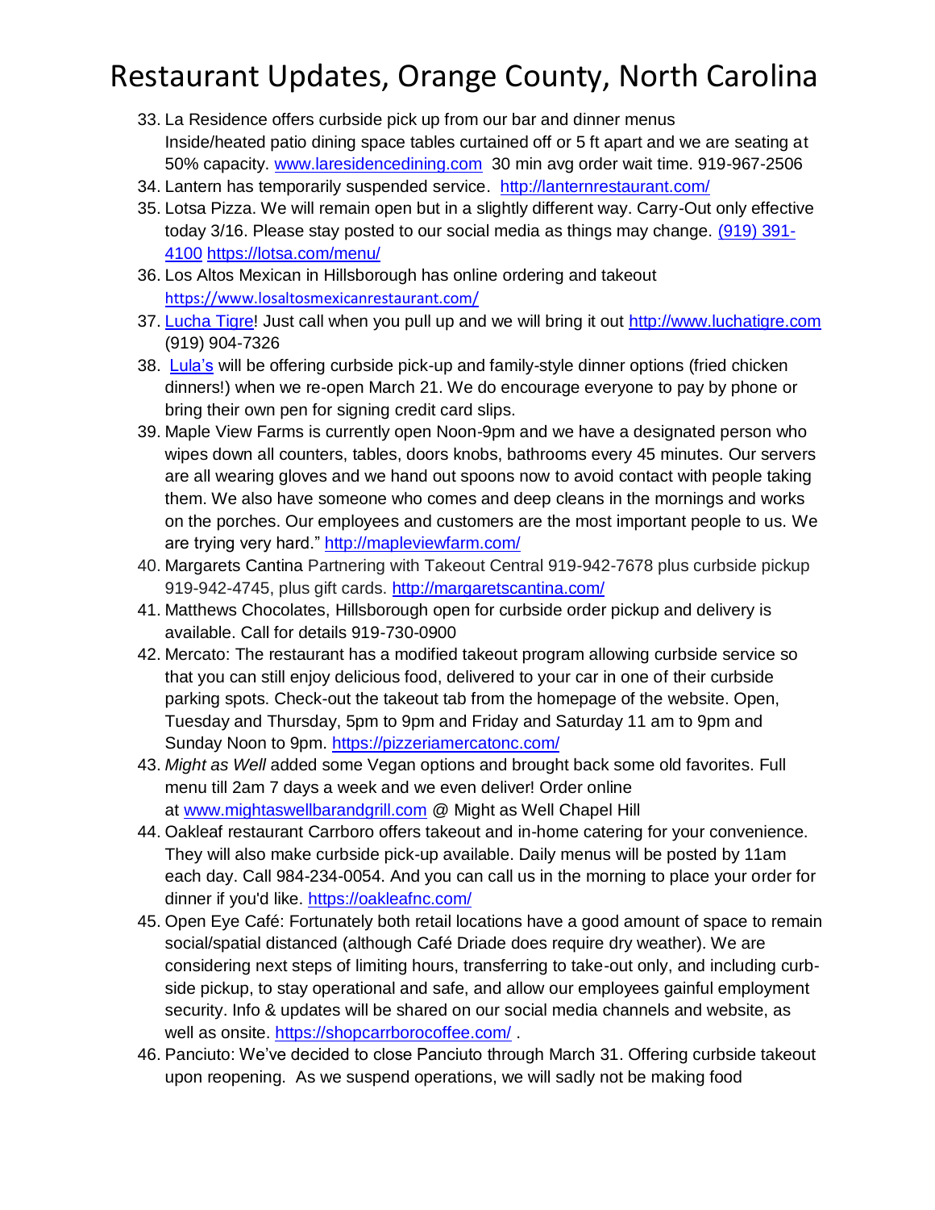# Restaurant Updates, Orange County, North Carolina

33. La Residence offers curbside pick up from our bar and dinner menus Inside/heated patio dining space tables curtained off or 5 ft apart and we are seating at 50% capacity. www.laresidencedining.com 30 min avg order wait time. 919-967-2506
34. Lantern has temporarily suspended service. http://lanternrestaurant.com/
35. Lotsa Pizza. We will remain open but in a slightly different way. Carry-Out only effective today 3/16. Please stay posted to our social media as things may change. (919) 391-4100 https://lotsa.com/menu/
36. Los Altos Mexican in Hillsborough has online ordering and takeout https://www.losaltosmexicanrestaurant.com/
37. Lucha Tigre! Just call when you pull up and we will bring it out http://www.luchatigre.com (919) 904-7326
38. Lula's will be offering curbside pick-up and family-style dinner options (fried chicken dinners!) when we re-open March 21. We do encourage everyone to pay by phone or bring their own pen for signing credit card slips.
39. Maple View Farms is currently open Noon-9pm and we have a designated person who wipes down all counters, tables, doors knobs, bathrooms every 45 minutes. Our servers are all wearing gloves and we hand out spoons now to avoid contact with people taking them. We also have someone who comes and deep cleans in the mornings and works on the porches. Our employees and customers are the most important people to us. We are trying very hard." http://mapleviewfarm.com/
40. Margarets Cantina Partnering with Takeout Central 919-942-7678 plus curbside pickup 919-942-4745, plus gift cards. http://margaretscantina.com/
41. Matthews Chocolates, Hillsborough open for curbside order pickup and delivery is available. Call for details 919-730-0900
42. Mercato: The restaurant has a modified takeout program allowing curbside service so that you can still enjoy delicious food, delivered to your car in one of their curbside parking spots. Check-out the takeout tab from the homepage of the website. Open, Tuesday and Thursday, 5pm to 9pm and Friday and Saturday 11 am to 9pm and Sunday Noon to 9pm. https://pizzeriamercatonc.com/
43. *Might as Well* added some Vegan options and brought back some old favorites. Full menu till 2am 7 days a week and we even deliver! Order online at www.mightaswellbarandgrill.com @ Might as Well Chapel Hill
44. Oakleaf restaurant Carrboro offers takeout and in-home catering for your convenience. They will also make curbside pick-up available. Daily menus will be posted by 11am each day. Call 984-234-0054. And you can call us in the morning to place your order for dinner if you'd like. https://oakleafnc.com/
45. Open Eye Café: Fortunately both retail locations have a good amount of space to remain social/spatial distanced (although Café Driade does require dry weather). We are considering next steps of limiting hours, transferring to take-out only, and including curb-side pickup, to stay operational and safe, and allow our employees gainful employment security. Info & updates will be shared on our social media channels and website, as well as onsite. https://shopcarrborocoffee.com/ .
46. Panciuto: We've decided to close Panciuto through March 31. Offering curbside takeout upon reopening. As we suspend operations, we will sadly not be making food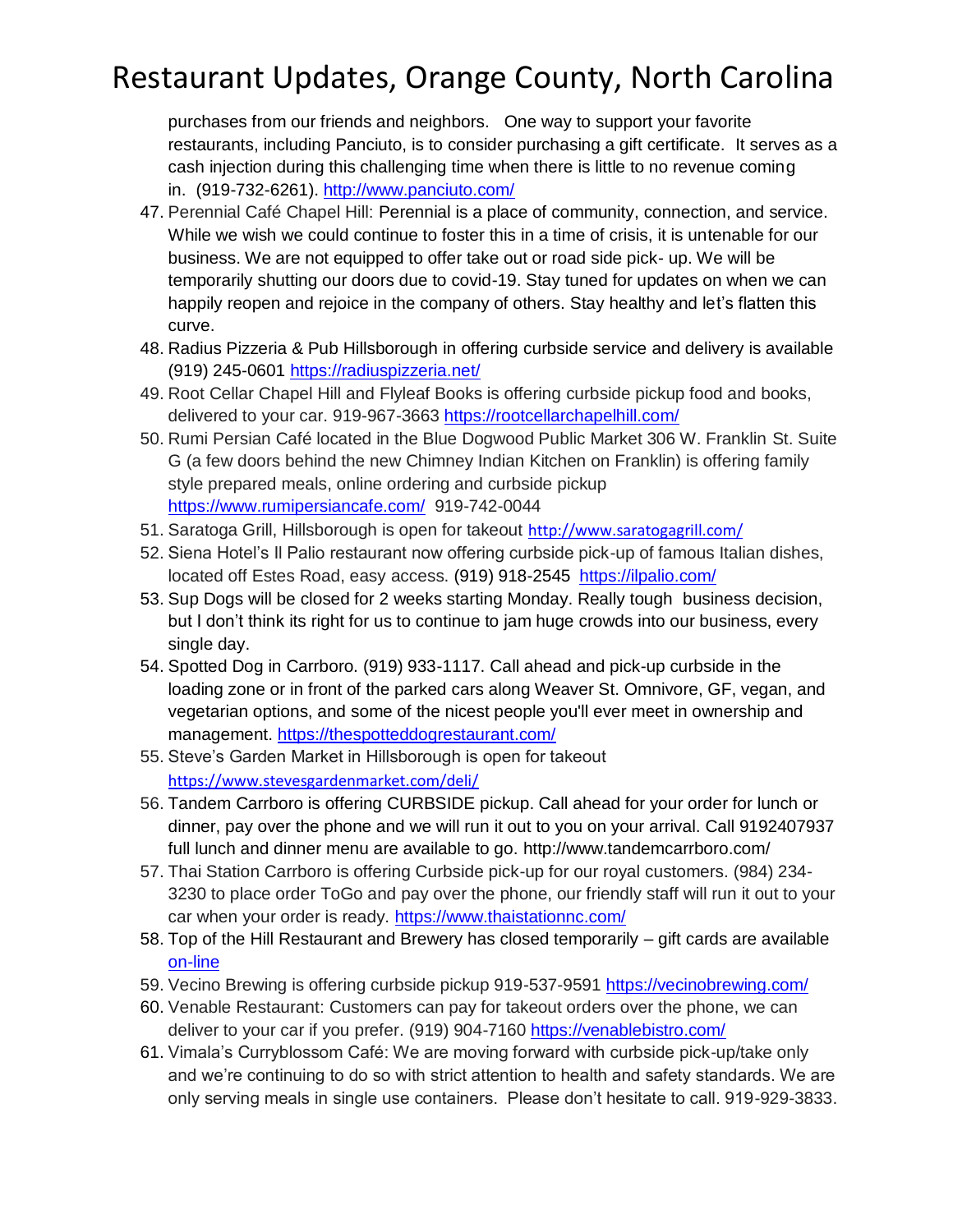purchases from our friends and neighbors. One way to support your favorite restaurants, including Panciuto, is to consider purchasing a gift certificate. It serves as a cash injection during this challenging time when there is little to no revenue coming in. (919-732-6261). http://www.panciuto.com/

47. Perennial Café Chapel Hill: Perennial is a place of community, connection, and service. While we wish we could continue to foster this in a time of crisis, it is untenable for our business. We are not equipped to offer take out or road side pick- up. We will be temporarily shutting our doors due to covid-19. Stay tuned for updates on when we can happily reopen and rejoice in the company of others. Stay healthy and let's flatten this curve.
48. Radius Pizzeria & Pub Hillsborough in offering curbside service and delivery is available (919) 245-0601 https://radiuspizzeria.net/
49. Root Cellar Chapel Hill and Flyleaf Books is offering curbside pickup food and books, delivered to your car. 919-967-3663 https://rootcellarchapelhill.com/
50. Rumi Persian Café located in the Blue Dogwood Public Market 306 W. Franklin St. Suite G (a few doors behind the new Chimney Indian Kitchen on Franklin) is offering family style prepared meals, online ordering and curbside pickup https://www.rumipersiancafe.com/ 919-742-0044
51. Saratoga Grill, Hillsborough is open for takeout http://www.saratogagrill.com/
52. Siena Hotel's Il Palio restaurant now offering curbside pick-up of famous Italian dishes, located off Estes Road, easy access. (919) 918-2545 https://ilpalio.com/
53. Sup Dogs will be closed for 2 weeks starting Monday. Really tough business decision, but I don't think its right for us to continue to jam huge crowds into our business, every single day.
54. Spotted Dog in Carrboro. (919) 933-1117. Call ahead and pick-up curbside in the loading zone or in front of the parked cars along Weaver St. Omnivore, GF, vegan, and vegetarian options, and some of the nicest people you'll ever meet in ownership and management. https://thespotteddogrestaurant.com/
55. Steve's Garden Market in Hillsborough is open for takeout https://www.stevesgardenmarket.com/deli/
56. Tandem Carrboro is offering CURBSIDE pickup. Call ahead for your order for lunch or dinner, pay over the phone and we will run it out to you on your arrival. Call 9192407937 full lunch and dinner menu are available to go. http://www.tandemcarrboro.com/
57. Thai Station Carrboro is offering Curbside pick-up for our royal customers. (984) 234-3230 to place order ToGo and pay over the phone, our friendly staff will run it out to your car when your order is ready. https://www.thaistationnc.com/
58. Top of the Hill Restaurant and Brewery has closed temporarily – gift cards are available on-line
59. Vecino Brewing is offering curbside pickup 919-537-9591 https://vecinobrewing.com/
60. Venable Restaurant: Customers can pay for takeout orders over the phone, we can deliver to your car if you prefer. (919) 904-7160 https://venablebistro.com/
61. Vimala's Curryblossom Café: We are moving forward with curbside pick-up/take only and we're continuing to do so with strict attention to health and safety standards. We are only serving meals in single use containers. Please don't hesitate to call. 919-929-3833.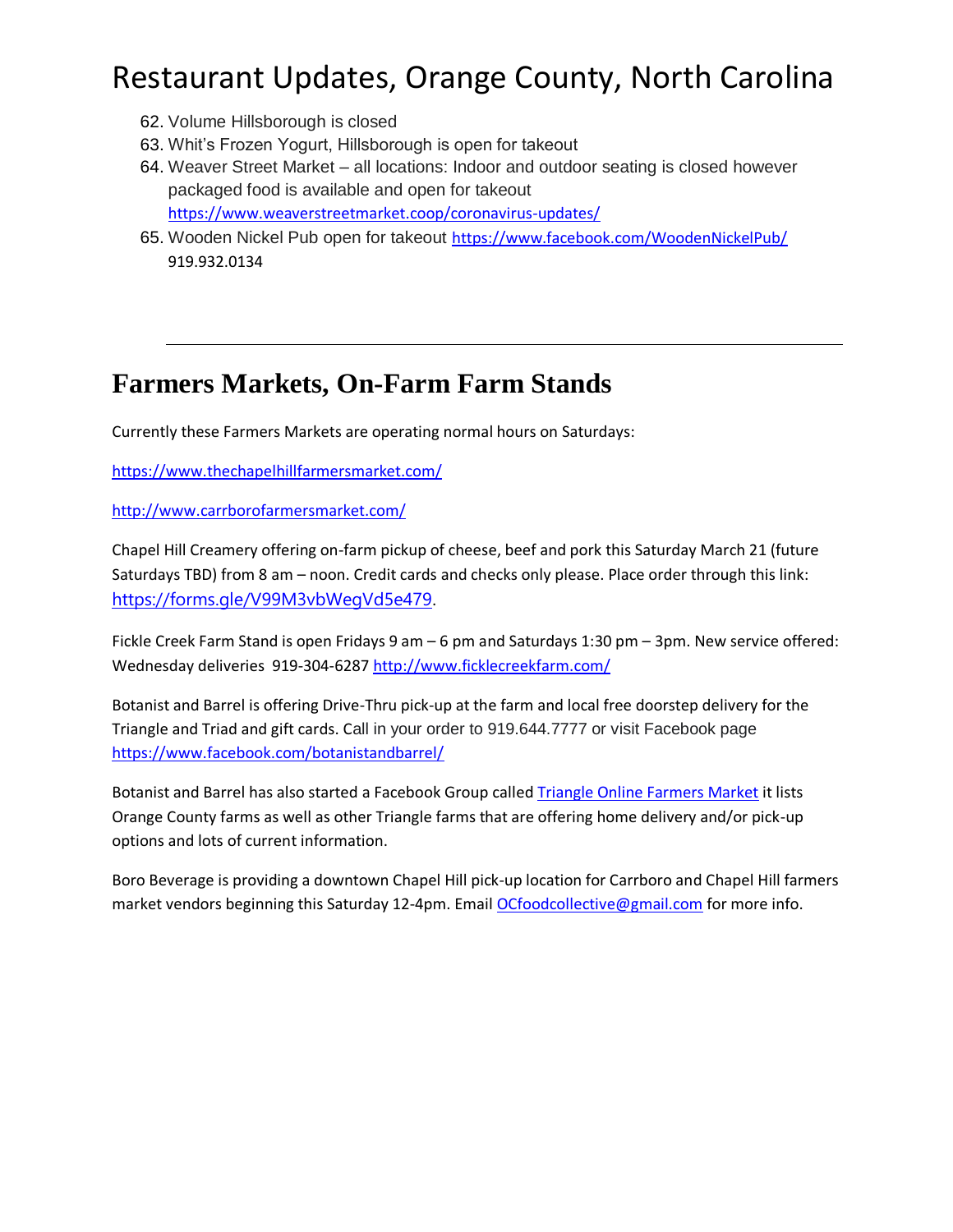62. Volume Hillsborough is closed
63. Whit's Frozen Yogurt, Hillsborough is open for takeout
64. Weaver Street Market – all locations: Indoor and outdoor seating is closed however packaged food is available and open for takeout https://www.weaverstreetmarket.coop/coronavirus-updates/
65. Wooden Nickel Pub open for takeout https://www.facebook.com/WoodenNickelPub/ 919.932.0134

---

# Farmers Markets, On-Farm Farm Stands

Currently these Farmers Markets are operating normal hours on Saturdays:

https://www.thechapelhillfarmersmarket.com/

http://www.carrborofarmersmarket.com/

Chapel Hill Creamery offering on-farm pickup of cheese, beef and pork this Saturday March 21 (future Saturdays TBD) from 8 am – noon. Credit cards and checks only please. Place order through this link: https://forms.gle/V99M3vbWegVd5e479.

Fickle Creek Farm Stand is open Fridays 9 am – 6 pm and Saturdays 1:30 pm – 3pm. New service offered: Wednesday deliveries 919-304-6287 http://www.ficklecreekfarm.com/

Botanist and Barrel is offering Drive-Thru pick-up at the farm and local free doorstep delivery for the Triangle and Triad and gift cards. Call in your order to 919.644.7777 or visit Facebook page https://www.facebook.com/botanistandbarrel/

Botanist and Barrel has also started a Facebook Group called Triangle Online Farmers Market it lists Orange County farms as well as other Triangle farms that are offering home delivery and/or pick-up options and lots of current information.

Boro Beverage is providing a downtown Chapel Hill pick-up location for Carrboro and Chapel Hill farmers market vendors beginning this Saturday 12-4pm. Email OCfoodcollective@gmail.com for more info.